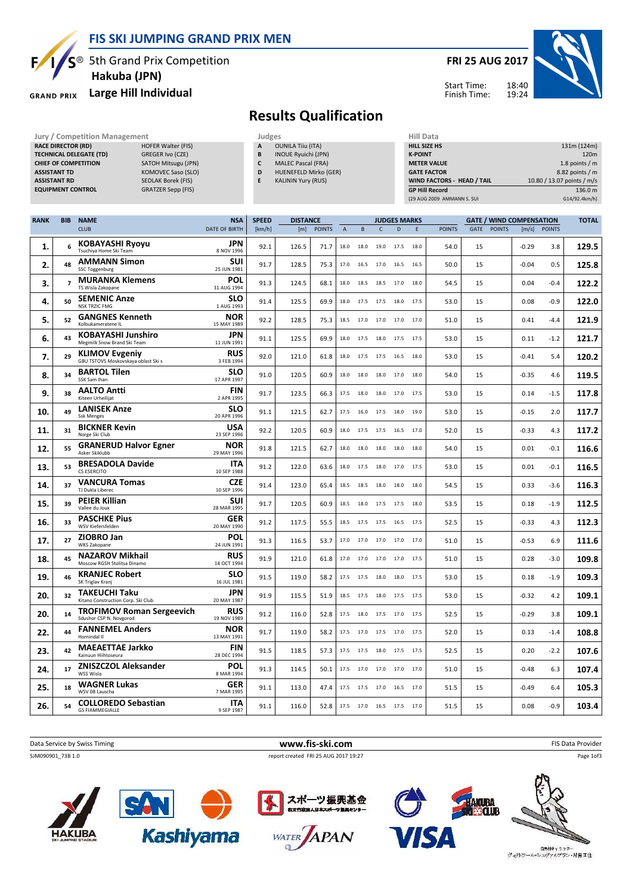# FIS SKI JUMPING GRAND PRIX MEN

5th Grand Prix Competition
**Hakuba (JPN)**
**Large Hill Individual**

**FRI 25 AUG 2017**

Start Time: 18:40
Finish Time: 19:24

## Results Qualification

| Jury / Competition Management | |
|---|---|
| RACE DIRECTOR (RD) | HOFER Walter (FIS) |
| TECHNICAL DELEGATE (TD) | GREGER Ivo (CZE) |
| CHIEF OF COMPETITION | SATOH Mitsugu (JPN) |
| ASSISTANT TD | KOMOVEC Saso (SLO) |
| ASSISTANT RD | SEDLAK Borek (FIS) |
| EQUIPMENT CONTROL | GRATZER Sepp (FIS) |

| Judges | |
|---|---|
| A | OUNILA Tiiu (ITA) |
| B | INOUE Ryuichi (JPN) |
| C | MALEC Pascal (FRA) |
| D | HUENEFELD Mirko (GER) |
| E | KALININ Yury (RUS) |

| Hill Data | |
|---|---|
| HILL SIZE HS | 131m (124m) |
| K-POINT | 120m |
| METER VALUE | 1.8 points / m |
| GATE FACTOR | 8.82 points / m |
| WIND FACTORS - HEAD / TAIL | 10.80 / 13.07 points / m/s |
| GP Hill Record | 136.0 m |
| (29 AUG 2009 AMMANN S. SUI | G14/92.4km/h) |

| RANK | BIB | NAME / CLUB | NSA / DATE OF BIRTH | SPEED [km/h] | DISTANCE [m] | DISTANCE POINTS | A | B | C | D | E | JUDGES POINTS | GATE | GATE POINTS | WIND [m/s] | WIND POINTS | TOTAL |
|---|---|---|---|---|---|---|---|---|---|---|---|---|---|---|---|---|---|
| 1. | 6 | **KOBAYASHI Ryoyu** Tsuchiya Home Ski Team | JPN 8 NOV 1996 | 92.1 | 126.5 | 71.7 | 18.0 | 18.0 | 19.0 | 17.5 | 18.0 | 54.0 | 15 | | -0.29 | 3.8 | 129.5 |
| 2. | 48 | **AMMANN Simon** SSC Toggenburg | SUI 25 JUN 1981 | 91.7 | 128.5 | 75.3 | 17.0 | 16.5 | 17.0 | 16.5 | 16.5 | 50.0 | 15 | | -0.04 | 0.5 | 125.8 |
| 3. | 7 | **MURANKA Klemens** TS Wisla Zakopane | POL 31 AUG 1994 | 91.3 | 124.5 | 68.1 | 18.0 | 18.5 | 18.5 | 17.0 | 18.0 | 54.5 | 15 | | 0.04 | -0.4 | 122.2 |
| 4. | 50 | **SEMENIC Anze** NSK TRZIC FMG | SLO 1 AUG 1993 | 91.4 | 125.5 | 69.9 | 18.0 | 17.5 | 17.5 | 18.0 | 17.5 | 53.0 | 15 | | 0.08 | -0.9 | 122.0 |
| 5. | 52 | **GANGNES Kenneth** Kolbukameratene IL | NOR 15 MAY 1989 | 92.2 | 128.5 | 75.3 | 18.5 | 17.0 | 17.0 | 17.0 | 17.0 | 51.0 | 15 | | 0.41 | -4.4 | 121.9 |
| 6. | 43 | **KOBAYASHI Junshiro** Megmilk Snow Brand Ski Team | JPN 11 JUN 1991 | 91.1 | 125.5 | 69.9 | 18.0 | 17.5 | 18.0 | 17.5 | 17.5 | 53.0 | 15 | | 0.11 | -1.2 | 121.7 |
| 7. | 29 | **KLIMOV Evgeniy** GBU TSTOVS Moskovskaya oblast Ski s | RUS 3 FEB 1994 | 92.0 | 121.0 | 61.8 | 18.0 | 17.5 | 17.5 | 16.5 | 18.0 | 53.0 | 15 | | -0.41 | 5.4 | 120.2 |
| 8. | 34 | **BARTOL Tilen** SSK Sam Ihan | SLO 17 APR 1997 | 91.0 | 120.5 | 60.9 | 18.0 | 18.0 | 18.0 | 17.0 | 18.0 | 54.0 | 15 | | -0.35 | 4.6 | 119.5 |
| 9. | 38 | **AALTO Antti** Kiteen Urheilijat | FIN 2 APR 1995 | 91.7 | 123.5 | 66.3 | 17.5 | 18.0 | 18.0 | 17.0 | 17.5 | 53.0 | 15 | | 0.14 | -1.5 | 117.8 |
| 10. | 49 | **LANISEK Anze** Ssk Menges | SLO 20 APR 1996 | 91.1 | 121.5 | 62.7 | 17.5 | 16.0 | 17.5 | 18.0 | 19.0 | 53.0 | 15 | | -0.15 | 2.0 | 117.7 |
| 11. | 31 | **BICKNER Kevin** Norge Ski Club | USA 23 SEP 1996 | 92.2 | 120.5 | 60.9 | 18.0 | 17.5 | 17.5 | 16.5 | 17.0 | 52.0 | 15 | | -0.33 | 4.3 | 117.2 |
| 12. | 55 | **GRANERUD Halvor Egner** Asker Skiklubb | NOR 29 MAY 1996 | 91.8 | 121.5 | 62.7 | 18.0 | 18.0 | 18.0 | 18.0 | 18.0 | 54.0 | 15 | | 0.01 | -0.1 | 116.6 |
| 13. | 53 | **BRESADOLA Davide** CS ESERCITO | ITA 10 SEP 1988 | 91.2 | 122.0 | 63.6 | 18.0 | 17.5 | 18.0 | 17.0 | 17.5 | 53.0 | 15 | | 0.01 | -0.1 | 116.5 |
| 14. | 37 | **VANCURA Tomas** TJ Dukla Liberec | CZE 10 SEP 1996 | 91.4 | 123.0 | 65.4 | 18.5 | 18.5 | 18.0 | 18.0 | 18.0 | 54.5 | 15 | | 0.33 | -3.6 | 116.3 |
| 15. | 39 | **PEIER Killian** Vallee du Joux | SUI 28 MAR 1995 | 91.7 | 120.5 | 60.9 | 18.5 | 18.0 | 17.5 | 17.5 | 18.0 | 53.5 | 15 | | 0.18 | -1.9 | 112.5 |
| 16. | 33 | **PASCHKE Pius** WSV Kiefersfelden | GER 20 MAY 1990 | 91.2 | 117.5 | 55.5 | 18.5 | 17.5 | 17.5 | 16.5 | 17.5 | 52.5 | 15 | | -0.33 | 4.3 | 112.3 |
| 17. | 27 | **ZIOBRO Jan** WKS Zakopane | POL 24 JUN 1991 | 91.3 | 116.5 | 53.7 | 17.0 | 17.0 | 17.0 | 17.0 | 17.0 | 51.0 | 15 | | -0.53 | 6.9 | 111.6 |
| 18. | 45 | **NAZAROV Mikhail** Moscow RGSH Stolitsa Dinamo | RUS 14 OCT 1994 | 91.9 | 121.0 | 61.8 | 17.0 | 17.0 | 17.0 | 17.0 | 17.5 | 51.0 | 15 | | 0.28 | -3.0 | 109.8 |
| 19. | 46 | **KRANJEC Robert** SK Triglav Kranj | SLO 16 JUL 1981 | 91.5 | 119.0 | 58.2 | 17.5 | 17.5 | 18.0 | 18.0 | 17.5 | 53.0 | 15 | | 0.18 | -1.9 | 109.3 |
| 20. | 32 | **TAKEUCHI Taku** Kitano Construction Corp. Ski Club | JPN 20 MAY 1987 | 91.9 | 115.5 | 51.9 | 18.5 | 17.5 | 18.0 | 17.5 | 17.5 | 53.0 | 15 | | -0.32 | 4.2 | 109.1 |
| 20. | 14 | **TROFIMOV Roman Sergeevich** Sdushor CSP N. Novgorod | RUS 19 NOV 1989 | 91.2 | 116.0 | 52.8 | 17.5 | 18.0 | 17.5 | 17.0 | 17.5 | 52.5 | 15 | | -0.29 | 3.8 | 109.1 |
| 22. | 44 | **FANNEMEL Anders** Hornindal Il | NOR 13 MAY 1991 | 91.7 | 119.0 | 58.2 | 17.5 | 17.0 | 17.5 | 17.0 | 17.5 | 52.0 | 15 | | 0.13 | -1.4 | 108.8 |
| 23. | 42 | **MAEAETTAE Jarkko** Kainuun Hiihtoseura | FIN 28 DEC 1994 | 91.5 | 118.5 | 57.3 | 17.5 | 17.5 | 18.0 | 17.5 | 17.5 | 52.5 | 15 | | 0.20 | -2.2 | 107.6 |
| 24. | 17 | **ZNISZCZOL Aleksander** WSS Wisla | POL 8 MAR 1994 | 91.3 | 114.5 | 50.1 | 17.5 | 17.0 | 17.0 | 17.0 | 17.0 | 51.0 | 15 | | -0.48 | 6.3 | 107.4 |
| 25. | 18 | **WAGNER Lukas** WSV 08 Lauscha | GER 7 MAR 1995 | 91.1 | 113.0 | 47.4 | 17.5 | 17.5 | 17.0 | 16.5 | 17.0 | 51.5 | 15 | | -0.49 | 6.4 | 105.3 |
| 26. | 54 | **COLLOREDO Sebastian** GS FIAMMEGIALLE | ITA 9 SEP 1987 | 91.1 | 116.0 | 52.8 | 17.5 | 17.0 | 16.5 | 17.5 | 17.0 | 51.5 | 15 | | 0.08 | -0.9 | 103.4 |

Data Service by Swiss Timing — www.fis-ski.com — FIS Data Provider

SJM090901_73B 1.0 — report created FRI 25 AUG 2017 19:27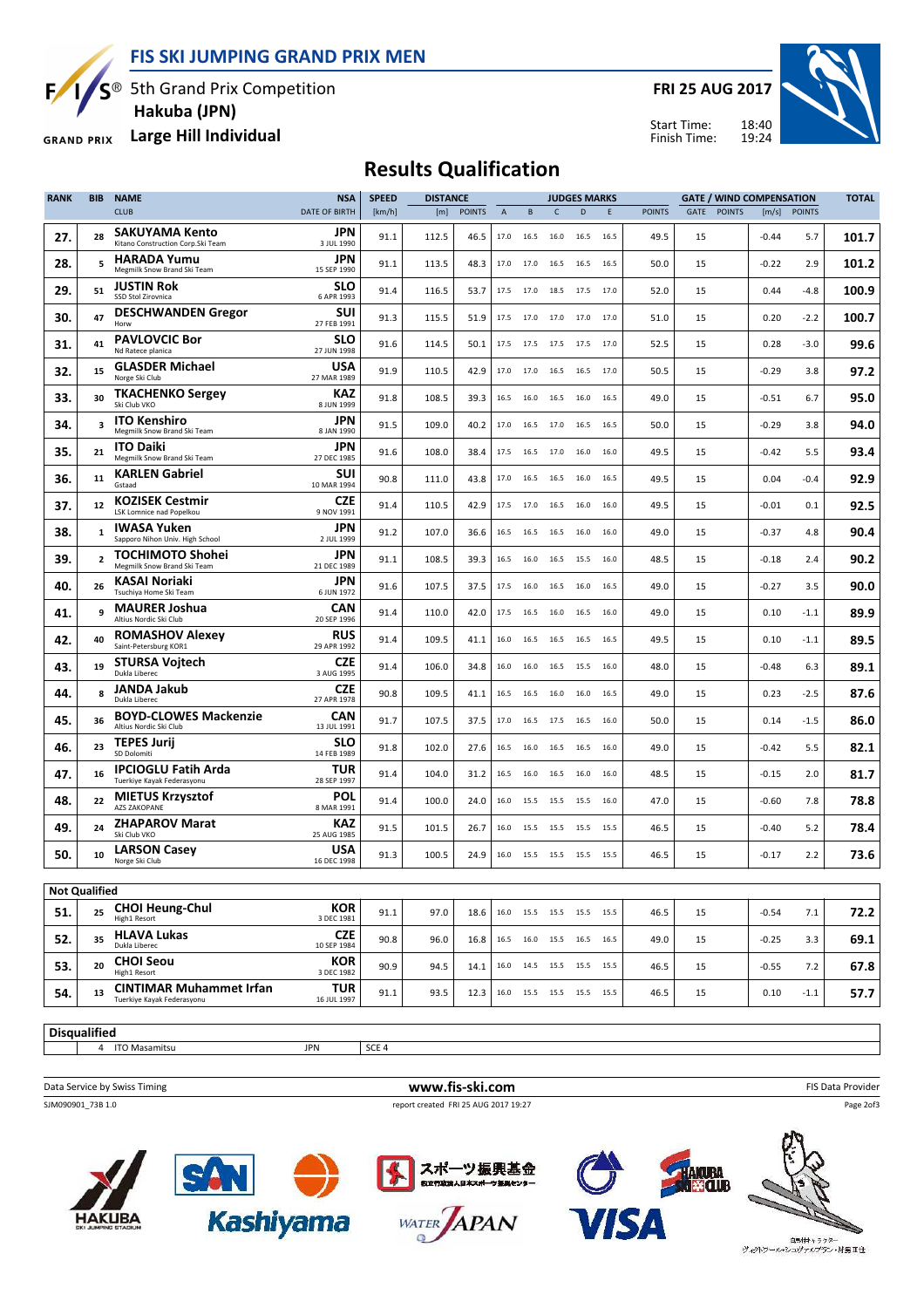# FIS SKI JUMPING GRAND PRIX MEN

5th Grand Prix Competition
**Hakuba (JPN)**
**Large Hill Individual**

**FRI 25 AUG 2017**

Start Time: 18:40
Finish Time: 19:24

## Results Qualification

| RANK | BIB | NAME / CLUB | NSA / DATE OF BIRTH | SPEED [km/h] | DISTANCE [m] | DISTANCE POINTS | A | B | C | D | E | JUDGES POINTS | GATE | GATE POINTS | WIND [m/s] | WIND POINTS | TOTAL |
|---|---|---|---|---|---|---|---|---|---|---|---|---|---|---|---|---|---|
| 27. | 28 | **SAKUYAMA Kento** Kitano Construction Corp.Ski Team | JPN 3 JUL 1990 | 91.1 | 112.5 | 46.5 | 17.0 | 16.5 | 16.0 | 16.5 | 16.5 | 49.5 | 15 | | -0.44 | 5.7 | 101.7 |
| 28. | 5 | **HARADA Yumu** Megmilk Snow Brand Ski Team | JPN 15 SEP 1990 | 91.1 | 113.5 | 48.3 | 17.0 | 17.0 | 16.5 | 16.5 | 16.5 | 50.0 | 15 | | -0.22 | 2.9 | 101.2 |
| 29. | 51 | **JUSTIN Rok** SSD Stol Zirovnica | SLO 6 APR 1993 | 91.4 | 116.5 | 53.7 | 17.5 | 17.0 | 18.5 | 17.5 | 17.0 | 52.0 | 15 | | 0.44 | -4.8 | 100.9 |
| 30. | 47 | **DESCHWANDEN Gregor** Horw | SUI 27 FEB 1991 | 91.3 | 115.5 | 51.9 | 17.5 | 17.0 | 17.0 | 17.0 | 17.0 | 51.0 | 15 | | 0.20 | -2.2 | 100.7 |
| 31. | 41 | **PAVLOVCIC Bor** Nd Ratece planica | SLO 27 JUN 1998 | 91.6 | 114.5 | 50.1 | 17.5 | 17.5 | 17.5 | 17.5 | 17.0 | 52.5 | 15 | | 0.28 | -3.0 | 99.6 |
| 32. | 15 | **GLASDER Michael** Norge Ski Club | USA 27 MAR 1989 | 91.9 | 110.5 | 42.9 | 17.0 | 17.0 | 16.5 | 16.5 | 17.0 | 50.5 | 15 | | -0.29 | 3.8 | 97.2 |
| 33. | 30 | **TKACHENKO Sergey** Ski Club VKO | KAZ 8 JUN 1999 | 91.8 | 108.5 | 39.3 | 16.5 | 16.0 | 16.5 | 16.0 | 16.5 | 49.0 | 15 | | -0.51 | 6.7 | 95.0 |
| 34. | 3 | **ITO Kenshiro** Megmilk Snow Brand Ski Team | JPN 8 JAN 1990 | 91.5 | 109.0 | 40.2 | 17.0 | 16.5 | 17.0 | 16.5 | 16.5 | 50.0 | 15 | | -0.29 | 3.8 | 94.0 |
| 35. | 21 | **ITO Daiki** Megmilk Snow Brand Ski Team | JPN 27 DEC 1985 | 91.6 | 108.0 | 38.4 | 17.5 | 16.5 | 17.0 | 16.0 | 16.0 | 49.5 | 15 | | -0.42 | 5.5 | 93.4 |
| 36. | 11 | **KARLEN Gabriel** Gstaad | SUI 10 MAR 1994 | 90.8 | 111.0 | 43.8 | 17.0 | 16.5 | 16.5 | 16.0 | 16.5 | 49.5 | 15 | | 0.04 | -0.4 | 92.9 |
| 37. | 12 | **KOZISEK Cestmir** LSK Lomnice nad Popelkou | CZE 9 NOV 1991 | 91.4 | 110.5 | 42.9 | 17.5 | 17.0 | 16.5 | 16.0 | 16.0 | 49.5 | 15 | | -0.01 | 0.1 | 92.5 |
| 38. | 1 | **IWASA Yuken** Sapporo Nihon Univ. High School | JPN 2 JUL 1999 | 91.2 | 107.0 | 36.6 | 16.5 | 16.5 | 16.5 | 16.0 | 16.0 | 49.0 | 15 | | -0.37 | 4.8 | 90.4 |
| 39. | 2 | **TOCHIMOTO Shohei** Megmilk Snow Brand Ski Team | JPN 21 DEC 1989 | 91.1 | 108.5 | 39.3 | 16.5 | 16.0 | 16.5 | 15.5 | 16.0 | 48.5 | 15 | | -0.18 | 2.4 | 90.2 |
| 40. | 26 | **KASAI Noriaki** Tsuchiya Home Ski Team | JPN 6 JUN 1972 | 91.6 | 107.5 | 37.5 | 17.5 | 16.0 | 16.5 | 16.0 | 16.5 | 49.0 | 15 | | -0.27 | 3.5 | 90.0 |
| 41. | 9 | **MAURER Joshua** Altius Nordic Ski Club | CAN 20 SEP 1996 | 91.4 | 110.0 | 42.0 | 17.5 | 16.5 | 16.0 | 16.5 | 16.0 | 49.0 | 15 | | 0.10 | -1.1 | 89.9 |
| 42. | 40 | **ROMASHOV Alexey** Saint-Petersburg KOR1 | RUS 29 APR 1992 | 91.4 | 109.5 | 41.1 | 16.0 | 16.5 | 16.5 | 16.5 | 16.5 | 49.5 | 15 | | 0.10 | -1.1 | 89.5 |
| 43. | 19 | **STURSA Vojtech** Dukla Liberec | CZE 3 AUG 1995 | 91.4 | 106.0 | 34.8 | 16.0 | 16.0 | 16.5 | 15.5 | 16.0 | 48.0 | 15 | | -0.48 | 6.3 | 89.1 |
| 44. | 8 | **JANDA Jakub** Dukla Liberec | CZE 27 APR 1978 | 90.8 | 109.5 | 41.1 | 16.5 | 16.5 | 16.0 | 16.0 | 16.5 | 49.0 | 15 | | 0.23 | -2.5 | 87.6 |
| 45. | 36 | **BOYD-CLOWES Mackenzie** Altius Nordic Ski Club | CAN 13 JUL 1991 | 91.7 | 107.5 | 37.5 | 17.0 | 16.5 | 17.5 | 16.5 | 16.0 | 50.0 | 15 | | 0.14 | -1.5 | 86.0 |
| 46. | 23 | **TEPES Jurij** SD Dolomiti | SLO 14 FEB 1989 | 91.8 | 102.0 | 27.6 | 16.5 | 16.0 | 16.5 | 16.5 | 16.0 | 49.0 | 15 | | -0.42 | 5.5 | 82.1 |
| 47. | 16 | **IPCIOGLU Fatih Arda** Tuerkiye Kayak Federasyonu | TUR 28 SEP 1997 | 91.4 | 104.0 | 31.2 | 16.5 | 16.0 | 16.5 | 16.0 | 16.0 | 48.5 | 15 | | -0.15 | 2.0 | 81.7 |
| 48. | 22 | **MIETUS Krzysztof** AZS ZAKOPANE | POL 8 MAR 1991 | 91.4 | 100.0 | 24.0 | 16.0 | 15.5 | 15.5 | 15.5 | 16.0 | 47.0 | 15 | | -0.60 | 7.8 | 78.8 |
| 49. | 24 | **ZHAPAROV Marat** Ski Club VKO | KAZ 25 AUG 1985 | 91.5 | 101.5 | 26.7 | 16.0 | 15.5 | 15.5 | 15.5 | 15.5 | 46.5 | 15 | | -0.40 | 5.2 | 78.4 |
| 50. | 10 | **LARSON Casey** Norge Ski Club | USA 16 DEC 1998 | 91.3 | 100.5 | 24.9 | 16.0 | 15.5 | 15.5 | 15.5 | 15.5 | 46.5 | 15 | | -0.17 | 2.2 | 73.6 |

### Not Qualified

| RANK | BIB | NAME / CLUB | NSA / DATE OF BIRTH | SPEED [km/h] | DISTANCE [m] | DISTANCE POINTS | A | B | C | D | E | JUDGES POINTS | GATE | GATE POINTS | WIND [m/s] | WIND POINTS | TOTAL |
|---|---|---|---|---|---|---|---|---|---|---|---|---|---|---|---|---|---|
| 51. | 25 | **CHOI Heung-Chul** High1 Resort | KOR 3 DEC 1981 | 91.1 | 97.0 | 18.6 | 16.0 | 15.5 | 15.5 | 15.5 | 15.5 | 46.5 | 15 | | -0.54 | 7.1 | 72.2 |
| 52. | 35 | **HLAVA Lukas** Dukla Liberec | CZE 10 SEP 1984 | 90.8 | 96.0 | 16.8 | 16.5 | 16.0 | 15.5 | 16.5 | 16.5 | 49.0 | 15 | | -0.25 | 3.3 | 69.1 |
| 53. | 20 | **CHOI Seou** High1 Resort | KOR 3 DEC 1982 | 90.9 | 94.5 | 14.1 | 16.0 | 14.5 | 15.5 | 15.5 | 15.5 | 46.5 | 15 | | -0.55 | 7.2 | 67.8 |
| 54. | 13 | **CINTIMAR Muhammet Irfan** Tuerkiye Kayak Federasyonu | TUR 16 JUL 1997 | 91.1 | 93.5 | 12.3 | 16.0 | 15.5 | 15.5 | 15.5 | 15.5 | 46.5 | 15 | | 0.10 | -1.1 | 57.7 |

### Disqualified

| BIB | NAME | NSA | REASON |
|---|---|---|---|
| 4 | ITO Masamitsu | JPN | SCE 4 |

Data Service by Swiss Timing — www.fis-ski.com — FIS Data Provider

SJM090901_73B 1.0 — report created FRI 25 AUG 2017 19:27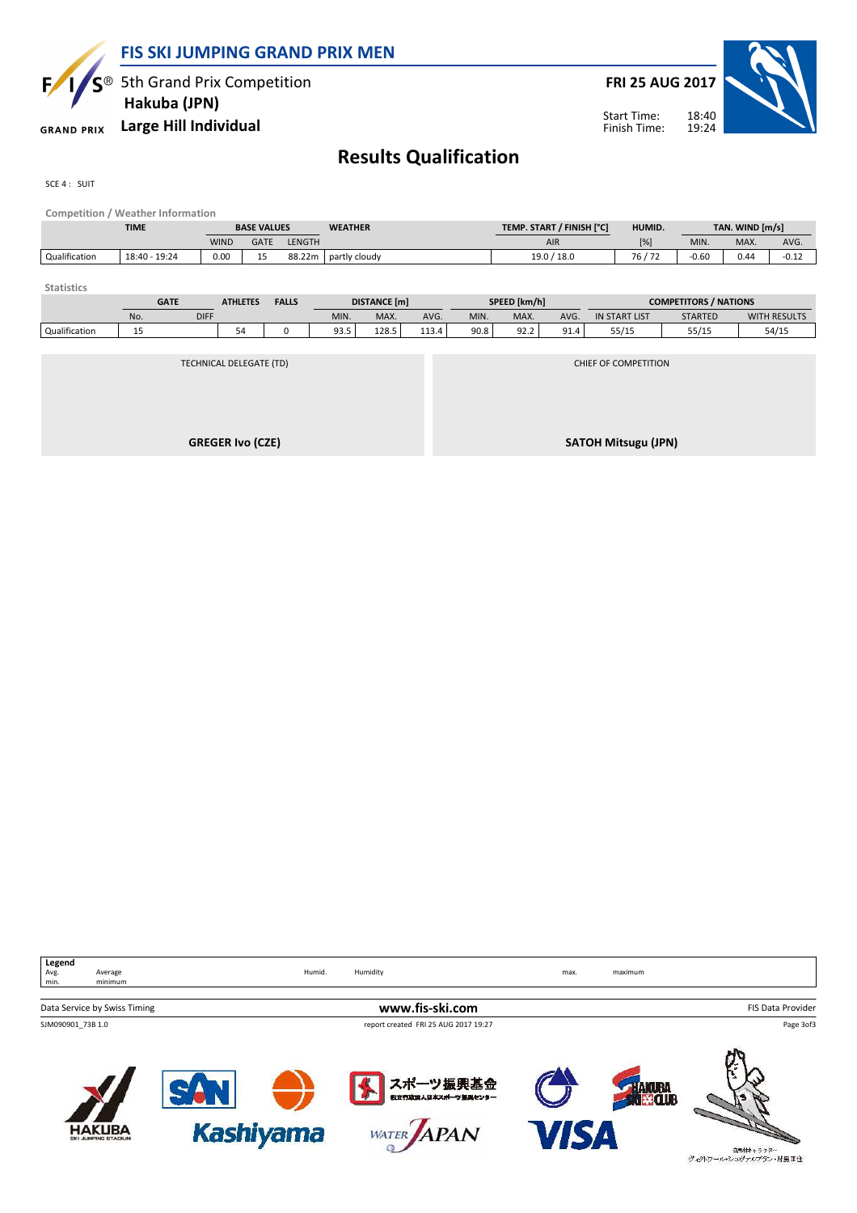# FIS SKI JUMPING GRAND PRIX MEN

5th Grand Prix Competition
**Hakuba (JPN)**
**Large Hill Individual**

**FRI 25 AUG 2017**

Start Time: 18:40
Finish Time: 19:24

## Results Qualification

SCE 4 : SUIT

### Competition / Weather Information

| | TIME | BASE VALUES | | | WEATHER | TEMP. START / FINISH [°C] | HUMID. | TAN. WIND [m/s] | | |
|---|---|---|---|---|---|---|---|---|---|---|
| | | WIND | GATE | LENGTH | | AIR | [%] | MIN. | MAX. | AVG. |
| Qualification | 18:40 - 19:24 | 0.00 | 15 | 88.22m | partly cloudy | 19.0 / 18.0 | 76 / 72 | -0.60 | 0.44 | -0.12 |

### Statistics

| | GATE | | ATHLETES | FALLS | DISTANCE [m] | | | SPEED [km/h] | | | COMPETITORS / NATIONS | | |
|---|---|---|---|---|---|---|---|---|---|---|---|---|---|
| | No. | DIFF | | | MIN. | MAX. | AVG. | MIN. | MAX. | AVG. | IN START LIST | STARTED | WITH RESULTS |
| Qualification | 15 | | 54 | 0 | 93.5 | 128.5 | 113.4 | 90.8 | 92.2 | 91.4 | 55/15 | 55/15 | 54/15 |

| TECHNICAL DELEGATE (TD) | CHIEF OF COMPETITION |
|---|---|
| **GREGER Ivo (CZE)** | **SATOH Mitsugu (JPN)** |

| Legend | | | | | |
|---|---|---|---|---|---|
| Avg. | Average | Humid. | Humidity | max. | maximum |
| min. | minimum | | | | |

Data Service by Swiss Timing | www.fis-ski.com | FIS Data Provider

SJM090901_73B 1.0 | report created FRI 25 AUG 2017 19:27